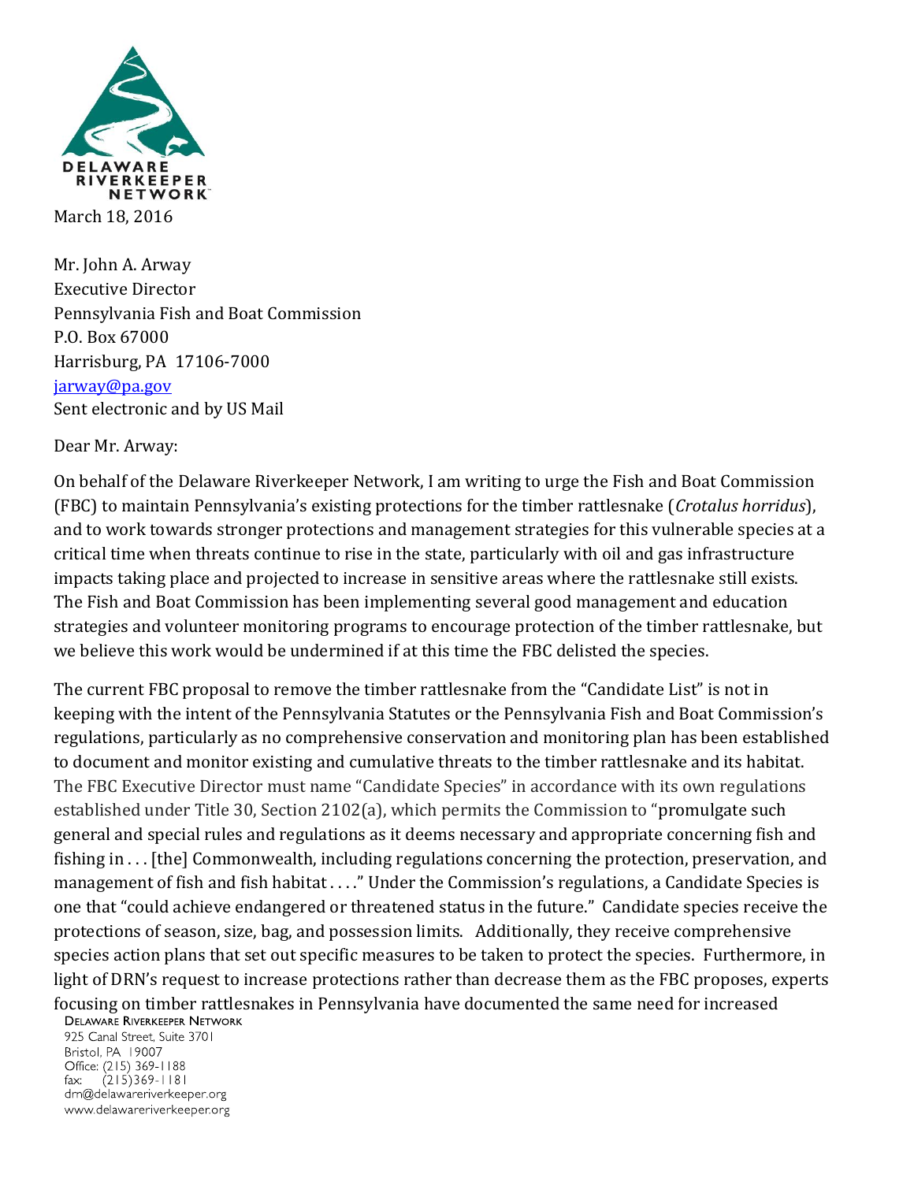DELAWARE RIVERKEEPER NETWORK

March 18, 2016

Mr. John A. Arway
Executive Director
Pennsylvania Fish and Boat Commission
P.O. Box 67000
Harrisburg, PA 17106-7000
jarway@pa.gov
Sent electronic and by US Mail

Dear Mr. Arway:

On behalf of the Delaware Riverkeeper Network, I am writing to urge the Fish and Boat Commission (FBC) to maintain Pennsylvania's existing protections for the timber rattlesnake (*Crotalus horridus*), and to work towards stronger protections and management strategies for this vulnerable species at a critical time when threats continue to rise in the state, particularly with oil and gas infrastructure impacts taking place and projected to increase in sensitive areas where the rattlesnake still exists. The Fish and Boat Commission has been implementing several good management and education strategies and volunteer monitoring programs to encourage protection of the timber rattlesnake, but we believe this work would be undermined if at this time the FBC delisted the species.

The current FBC proposal to remove the timber rattlesnake from the "Candidate List" is not in keeping with the intent of the Pennsylvania Statutes or the Pennsylvania Fish and Boat Commission's regulations, particularly as no comprehensive conservation and monitoring plan has been established to document and monitor existing and cumulative threats to the timber rattlesnake and its habitat. The FBC Executive Director must name "Candidate Species" in accordance with its own regulations established under Title 30, Section 2102(a), which permits the Commission to "promulgate such general and special rules and regulations as it deems necessary and appropriate concerning fish and fishing in . . . [the] Commonwealth, including regulations concerning the protection, preservation, and management of fish and fish habitat . . . ." Under the Commission's regulations, a Candidate Species is one that "could achieve endangered or threatened status in the future." Candidate species receive the protections of season, size, bag, and possession limits. Additionally, they receive comprehensive species action plans that set out specific measures to be taken to protect the species. Furthermore, in light of DRN's request to increase protections rather than decrease them as the FBC proposes, experts focusing on timber rattlesnakes in Pennsylvania have documented the same need for increased

DELAWARE RIVERKEEPER NETWORK
925 Canal Street, Suite 3701
Bristol, PA 19007
Office: (215) 369-1188
fax: (215)369-1181
drn@delawareriverkeeper.org
www.delawareriverkeeper.org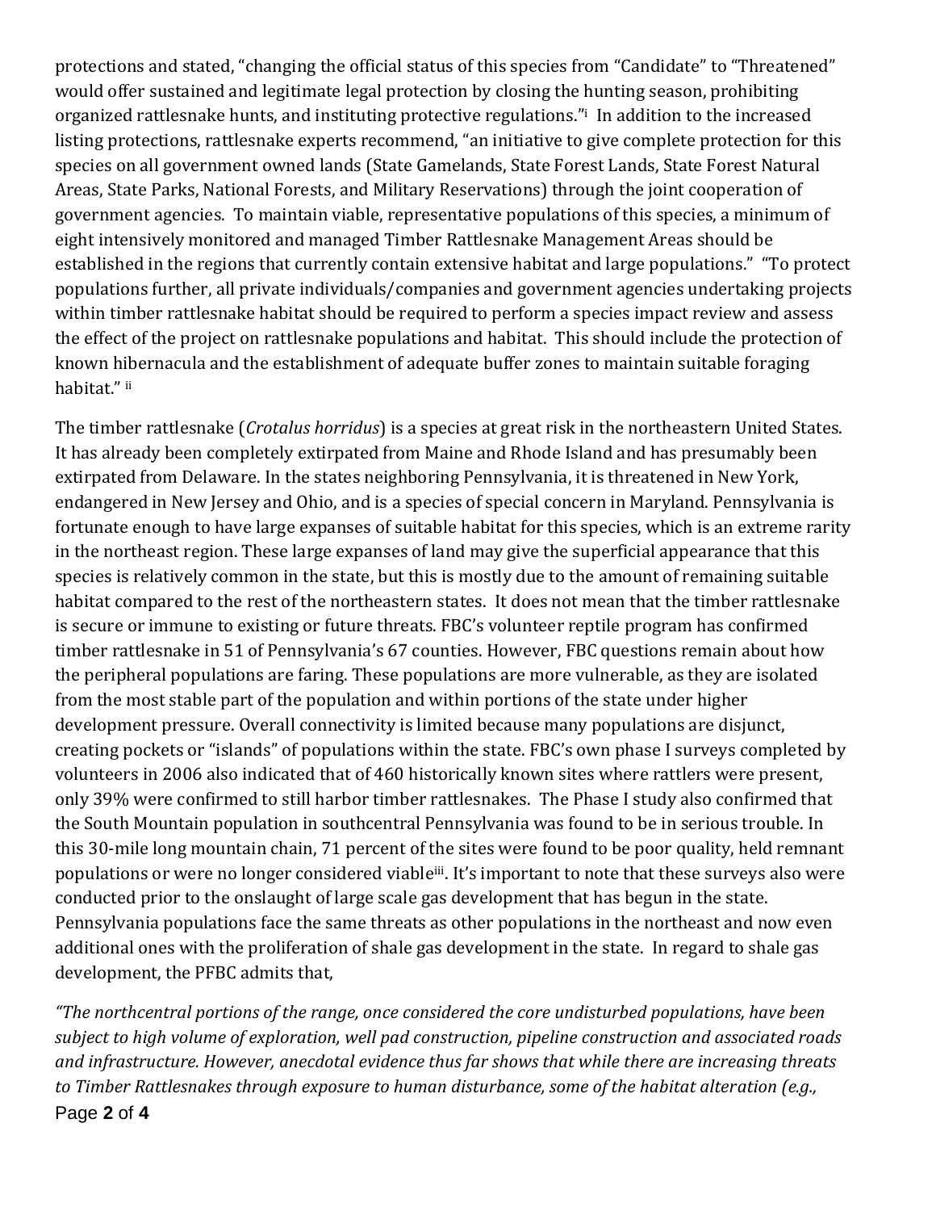protections and stated, "changing the official status of this species from "Candidate" to "Threatened" would offer sustained and legitimate legal protection by closing the hunting season, prohibiting organized rattlesnake hunts, and instituting protective regulations."[i] In addition to the increased listing protections, rattlesnake experts recommend, "an initiative to give complete protection for this species on all government owned lands (State Gamelands, State Forest Lands, State Forest Natural Areas, State Parks, National Forests, and Military Reservations) through the joint cooperation of government agencies. To maintain viable, representative populations of this species, a minimum of eight intensively monitored and managed Timber Rattlesnake Management Areas should be established in the regions that currently contain extensive habitat and large populations." "To protect populations further, all private individuals/companies and government agencies undertaking projects within timber rattlesnake habitat should be required to perform a species impact review and assess the effect of the project on rattlesnake populations and habitat. This should include the protection of known hibernacula and the establishment of adequate buffer zones to maintain suitable foraging habitat." [ii]

The timber rattlesnake (*Crotalus horridus*) is a species at great risk in the northeastern United States. It has already been completely extirpated from Maine and Rhode Island and has presumably been extirpated from Delaware. In the states neighboring Pennsylvania, it is threatened in New York, endangered in New Jersey and Ohio, and is a species of special concern in Maryland. Pennsylvania is fortunate enough to have large expanses of suitable habitat for this species, which is an extreme rarity in the northeast region. These large expanses of land may give the superficial appearance that this species is relatively common in the state, but this is mostly due to the amount of remaining suitable habitat compared to the rest of the northeastern states. It does not mean that the timber rattlesnake is secure or immune to existing or future threats. FBC's volunteer reptile program has confirmed timber rattlesnake in 51 of Pennsylvania's 67 counties. However, FBC questions remain about how the peripheral populations are faring. These populations are more vulnerable, as they are isolated from the most stable part of the population and within portions of the state under higher development pressure. Overall connectivity is limited because many populations are disjunct, creating pockets or "islands" of populations within the state. FBC's own phase I surveys completed by volunteers in 2006 also indicated that of 460 historically known sites where rattlers were present, only 39% were confirmed to still harbor timber rattlesnakes. The Phase I study also confirmed that the South Mountain population in southcentral Pennsylvania was found to be in serious trouble. In this 30-mile long mountain chain, 71 percent of the sites were found to be poor quality, held remnant populations or were no longer considered viable[iii]. It's important to note that these surveys also were conducted prior to the onslaught of large scale gas development that has begun in the state. Pennsylvania populations face the same threats as other populations in the northeast and now even additional ones with the proliferation of shale gas development in the state. In regard to shale gas development, the PFBC admits that,

*"The northcentral portions of the range, once considered the core undisturbed populations, have been subject to high volume of exploration, well pad construction, pipeline construction and associated roads and infrastructure. However, anecdotal evidence thus far shows that while there are increasing threats to Timber Rattlesnakes through exposure to human disturbance, some of the habitat alteration (e.g.,*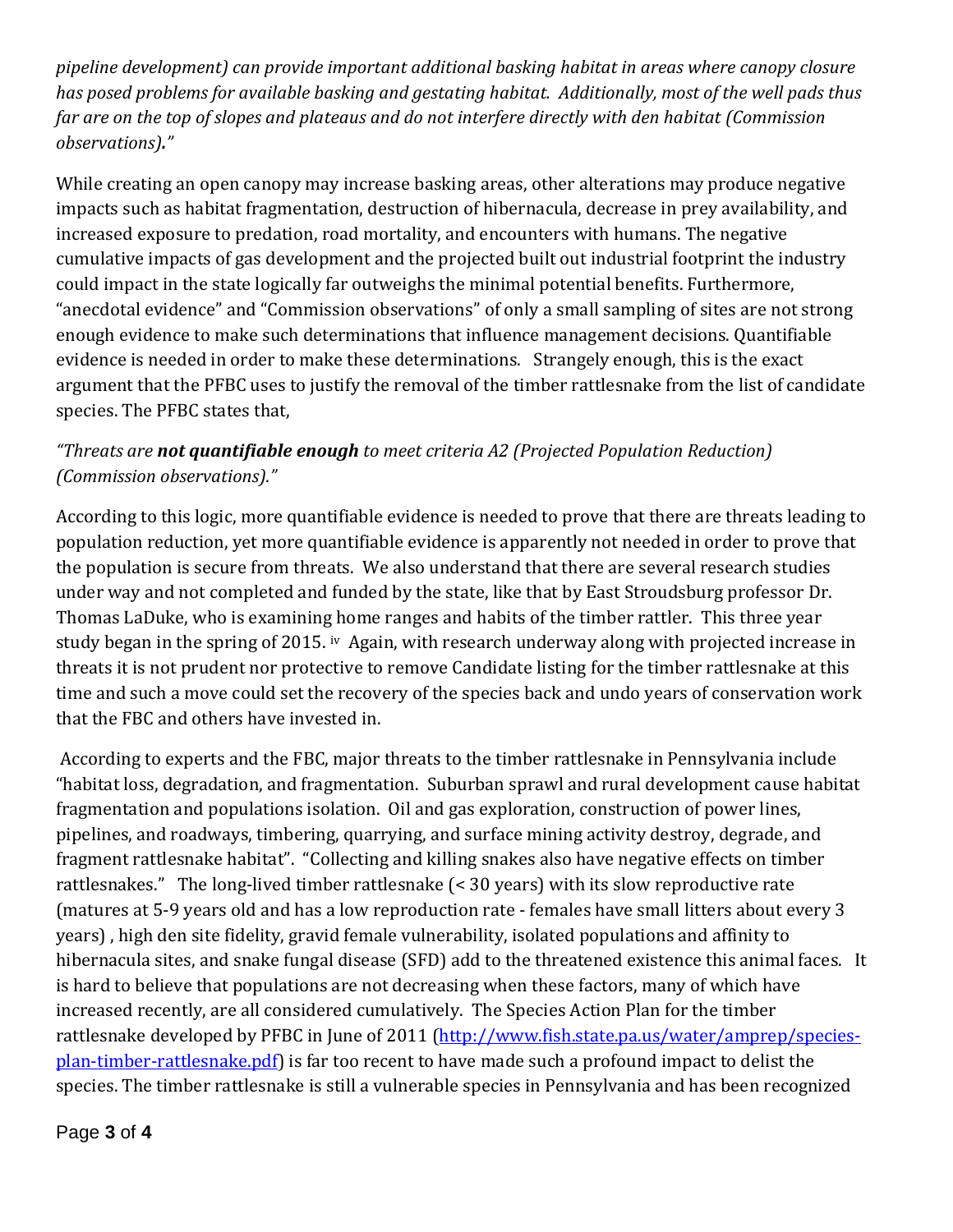*pipeline development) can provide important additional basking habitat in areas where canopy closure has posed problems for available basking and gestating habitat. Additionally, most of the well pads thus far are on the top of slopes and plateaus and do not interfere directly with den habitat (Commission observations)."*

While creating an open canopy may increase basking areas, other alterations may produce negative impacts such as habitat fragmentation, destruction of hibernacula, decrease in prey availability, and increased exposure to predation, road mortality, and encounters with humans. The negative cumulative impacts of gas development and the projected built out industrial footprint the industry could impact in the state logically far outweighs the minimal potential benefits. Furthermore, "anecdotal evidence" and "Commission observations" of only a small sampling of sites are not strong enough evidence to make such determinations that influence management decisions. Quantifiable evidence is needed in order to make these determinations. Strangely enough, this is the exact argument that the PFBC uses to justify the removal of the timber rattlesnake from the list of candidate species. The PFBC states that,

*"Threats are **not quantifiable enough** to meet criteria A2 (Projected Population Reduction) (Commission observations)."*

According to this logic, more quantifiable evidence is needed to prove that there are threats leading to population reduction, yet more quantifiable evidence is apparently not needed in order to prove that the population is secure from threats. We also understand that there are several research studies under way and not completed and funded by the state, like that by East Stroudsburg professor Dr. Thomas LaDuke, who is examining home ranges and habits of the timber rattler. This three year study began in the spring of 2015. [iv] Again, with research underway along with projected increase in threats it is not prudent nor protective to remove Candidate listing for the timber rattlesnake at this time and such a move could set the recovery of the species back and undo years of conservation work that the FBC and others have invested in.

According to experts and the FBC, major threats to the timber rattlesnake in Pennsylvania include "habitat loss, degradation, and fragmentation. Suburban sprawl and rural development cause habitat fragmentation and populations isolation. Oil and gas exploration, construction of power lines, pipelines, and roadways, timbering, quarrying, and surface mining activity destroy, degrade, and fragment rattlesnake habitat". "Collecting and killing snakes also have negative effects on timber rattlesnakes." The long-lived timber rattlesnake (< 30 years) with its slow reproductive rate (matures at 5-9 years old and has a low reproduction rate - females have small litters about every 3 years) , high den site fidelity, gravid female vulnerability, isolated populations and affinity to hibernacula sites, and snake fungal disease (SFD) add to the threatened existence this animal faces. It is hard to believe that populations are not decreasing when these factors, many of which have increased recently, are all considered cumulatively. The Species Action Plan for the timber rattlesnake developed by PFBC in June of 2011 ([http://www.fish.state.pa.us/water/amprep/species-plan-timber-rattlesnake.pdf](http://www.fish.state.pa.us/water/amprep/species-plan-timber-rattlesnake.pdf)) is far too recent to have made such a profound impact to delist the species. The timber rattlesnake is still a vulnerable species in Pennsylvania and has been recognized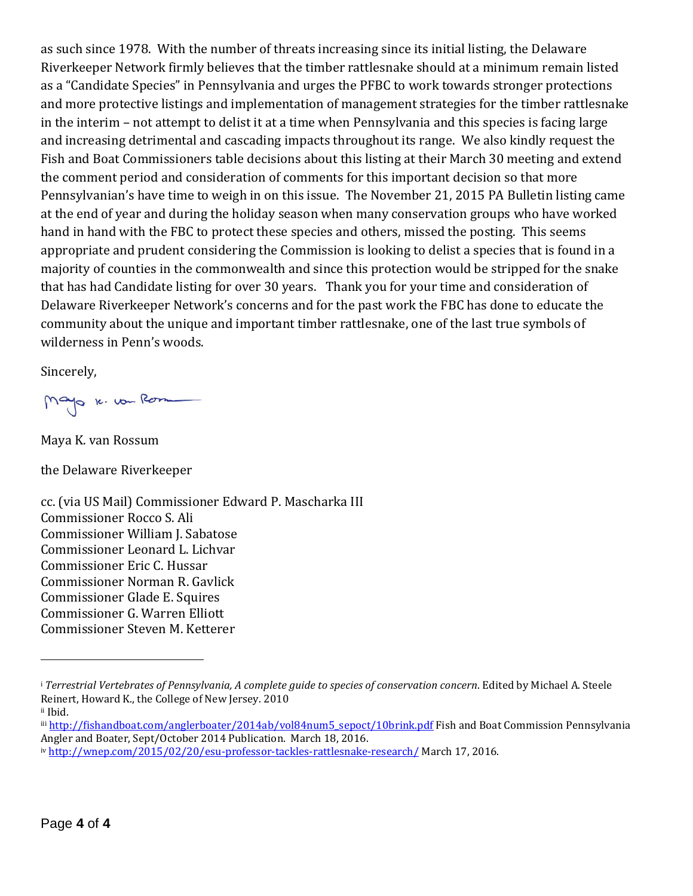as such since 1978. With the number of threats increasing since its initial listing, the Delaware Riverkeeper Network firmly believes that the timber rattlesnake should at a minimum remain listed as a "Candidate Species" in Pennsylvania and urges the PFBC to work towards stronger protections and more protective listings and implementation of management strategies for the timber rattlesnake in the interim – not attempt to delist it at a time when Pennsylvania and this species is facing large and increasing detrimental and cascading impacts throughout its range. We also kindly request the Fish and Boat Commissioners table decisions about this listing at their March 30 meeting and extend the comment period and consideration of comments for this important decision so that more Pennsylvanian's have time to weigh in on this issue. The November 21, 2015 PA Bulletin listing came at the end of year and during the holiday season when many conservation groups who have worked hand in hand with the FBC to protect these species and others, missed the posting. This seems appropriate and prudent considering the Commission is looking to delist a species that is found in a majority of counties in the commonwealth and since this protection would be stripped for the snake that has had Candidate listing for over 30 years. Thank you for your time and consideration of Delaware Riverkeeper Network's concerns and for the past work the FBC has done to educate the community about the unique and important timber rattlesnake, one of the last true symbols of wilderness in Penn's woods.

Sincerely,

Maya K. van Rossum

the Delaware Riverkeeper

cc. (via US Mail) Commissioner Edward P. Mascharka III
Commissioner Rocco S. Ali
Commissioner William J. Sabatose
Commissioner Leonard L. Lichvar
Commissioner Eric C. Hussar
Commissioner Norman R. Gavlick
Commissioner Glade E. Squires
Commissioner G. Warren Elliott
Commissioner Steven M. Ketterer

---

[i] *Terrestrial Vertebrates of Pennsylvania, A complete guide to species of conservation concern*. Edited by Michael A. Steele Reinert, Howard K., the College of New Jersey. 2010

[ii] Ibid.

[iii] http://fishandboat.com/anglerboater/2014ab/vol84num5_sepoct/10brink.pdf Fish and Boat Commission Pennsylvania Angler and Boater, Sept/October 2014 Publication. March 18, 2016.

[iv] http://wnep.com/2015/02/20/esu-professor-tackles-rattlesnake-research/ March 17, 2016.